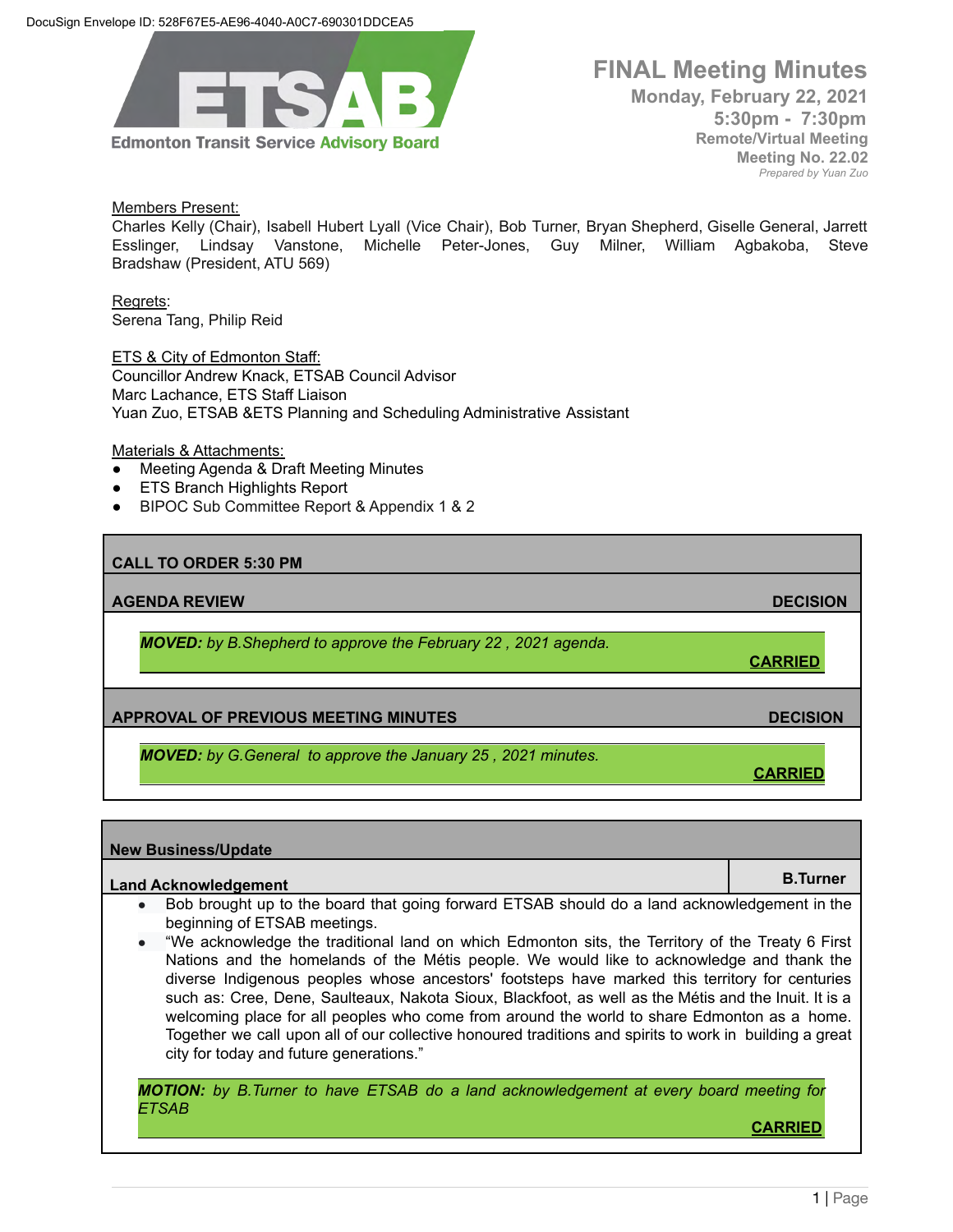DocuSign Envelope ID: 528F67E5-AE96-4040-A0C7-690301DDCEA5

**ETSAB**
**Edmonton Transit Service Advisory Board**

# FINAL Meeting Minutes

**Monday, February 22, 2021**
**5:30pm - 7:30pm**
**Remote/Virtual Meeting**
**Meeting No. 22.02**
*Prepared by Yuan Zuo*

Members Present:
Charles Kelly (Chair), Isabell Hubert Lyall (Vice Chair), Bob Turner, Bryan Shepherd, Giselle General, Jarrett Esslinger, Lindsay Vanstone, Michelle Peter-Jones, Guy Milner, William Agbakoba, Steve Bradshaw (President, ATU 569)

Regrets:
Serena Tang, Philip Reid

ETS & City of Edmonton Staff:
Councillor Andrew Knack, ETSAB Council Advisor
Marc Lachance, ETS Staff Liaison
Yuan Zuo, ETSAB &ETS Planning and Scheduling Administrative Assistant

Materials & Attachments:
- Meeting Agenda & Draft Meeting Minutes
- ETS Branch Highlights Report
- BIPOC Sub Committee Report & Appendix 1 & 2

## CALL TO ORDER 5:30 PM

## AGENDA REVIEW — DECISION

***MOVED:** by B.Shepherd to approve the February 22 , 2021 agenda.*

**CARRIED**

## APPROVAL OF PREVIOUS MEETING MINUTES — DECISION

***MOVED:** by G.General to approve the January 25 , 2021 minutes.*

**CARRIED**

## New Business/Update

### Land Acknowledgement — B.Turner

- Bob brought up to the board that going forward ETSAB should do a land acknowledgement in the beginning of ETSAB meetings.
- "We acknowledge the traditional land on which Edmonton sits, the Territory of the Treaty 6 First Nations and the homelands of the Métis people. We would like to acknowledge and thank the diverse Indigenous peoples whose ancestors' footsteps have marked this territory for centuries such as: Cree, Dene, Saulteaux, Nakota Sioux, Blackfoot, as well as the Métis and the Inuit. It is a welcoming place for all peoples who come from around the world to share Edmonton as a home. Together we call upon all of our collective honoured traditions and spirits to work in building a great city for today and future generations."

***MOTION:** by B.Turner to have ETSAB do a land acknowledgement at every board meeting for ETSAB*

**CARRIED**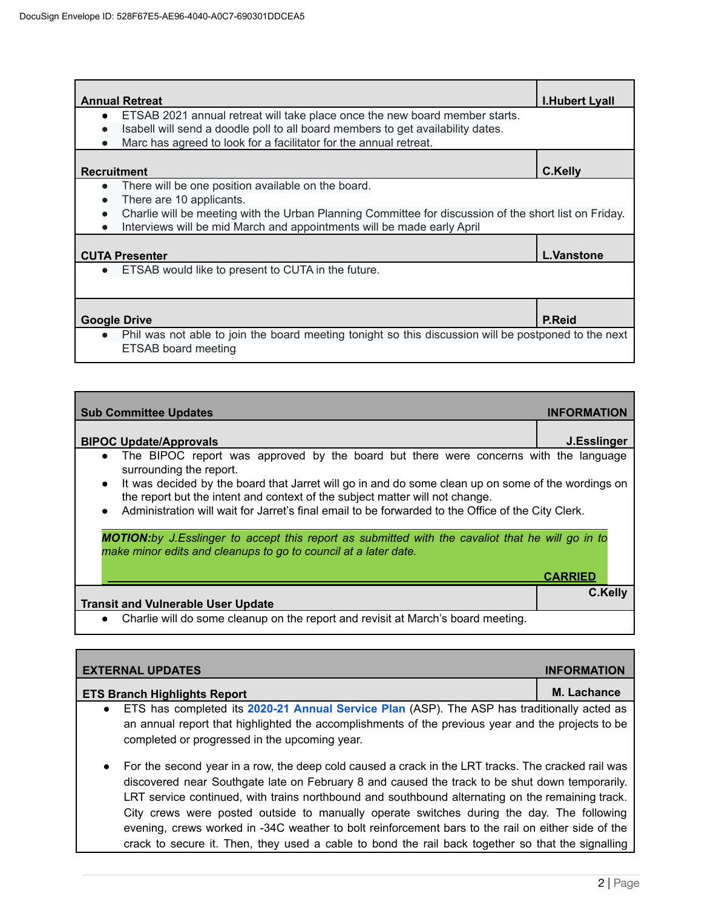**Annual Retreat** — I.Hubert Lyall

- ETSAB 2021 annual retreat will take place once the new board member starts.
- Isabell will send a doodle poll to all board members to get availability dates.
- Marc has agreed to look for a facilitator for the annual retreat.

**Recruitment** — C.Kelly

- There will be one position available on the board.
- There are 10 applicants.
- Charlie will be meeting with the Urban Planning Committee for discussion of the short list on Friday.
- Interviews will be mid March and appointments will be made early April

**CUTA Presenter** — L.Vanstone

- ETSAB would like to present to CUTA in the future.

**Google Drive** — P.Reid

- Phil was not able to join the board meeting tonight so this discussion will be postponed to the next ETSAB board meeting

## Sub Committee Updates — INFORMATION

**BIPOC Update/Approvals** — J.Esslinger

- The BIPOC report was approved by the board but there were concerns with the language surrounding the report.
- It was decided by the board that Jarret will go in and do some clean up on some of the wordings on the report but the intent and context of the subject matter will not change.
- Administration will wait for Jarret's final email to be forwarded to the Office of the City Clerk.

***MOTION:*** *by J.Esslinger to accept this report as submitted with the cavaliot that he will go in to make minor edits and cleanups to go to council at a later date.*

**CARRIED**

**Transit and Vulnerable User Update** — C.Kelly

- Charlie will do some cleanup on the report and revisit at March's board meeting.

## EXTERNAL UPDATES — INFORMATION

**ETS Branch Highlights Report** — M. Lachance

- ETS has completed its **2020-21 Annual Service Plan** (ASP). The ASP has traditionally acted as an annual report that highlighted the accomplishments of the previous year and the projects to be completed or progressed in the upcoming year.

- For the second year in a row, the deep cold caused a crack in the LRT tracks. The cracked rail was discovered near Southgate late on February 8 and caused the track to be shut down temporarily. LRT service continued, with trains northbound and southbound alternating on the remaining track. City crews were posted outside to manually operate switches during the day. The following evening, crews worked in -34C weather to bolt reinforcement bars to the rail on either side of the crack to secure it. Then, they used a cable to bond the rail back together so that the signalling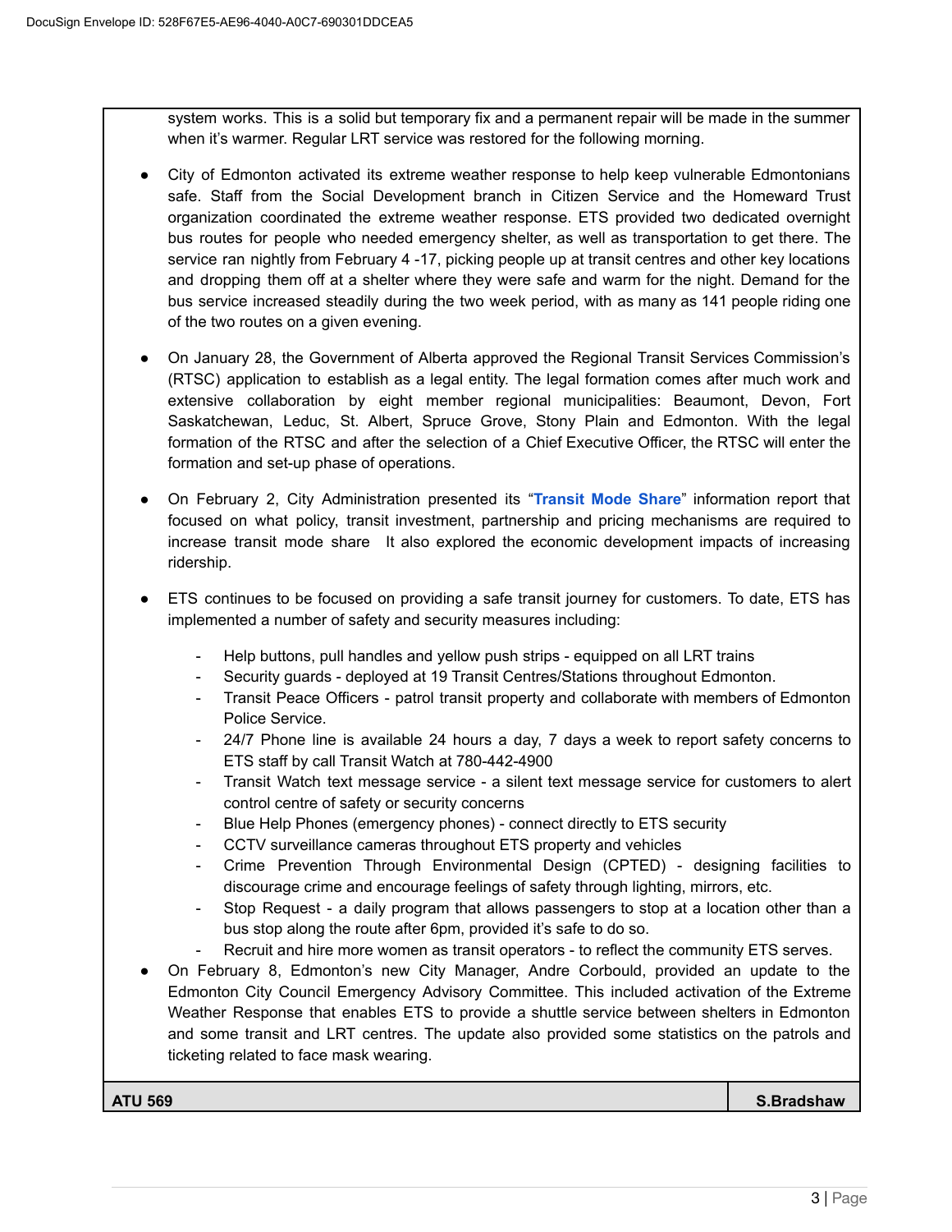system works. This is a solid but temporary fix and a permanent repair will be made in the summer when it's warmer. Regular LRT service was restored for the following morning.

- City of Edmonton activated its extreme weather response to help keep vulnerable Edmontonians safe. Staff from the Social Development branch in Citizen Service and the Homeward Trust organization coordinated the extreme weather response. ETS provided two dedicated overnight bus routes for people who needed emergency shelter, as well as transportation to get there. The service ran nightly from February 4 -17, picking people up at transit centres and other key locations and dropping them off at a shelter where they were safe and warm for the night. Demand for the bus service increased steadily during the two week period, with as many as 141 people riding one of the two routes on a given evening.

- On January 28, the Government of Alberta approved the Regional Transit Services Commission's (RTSC) application to establish as a legal entity. The legal formation comes after much work and extensive collaboration by eight member regional municipalities: Beaumont, Devon, Fort Saskatchewan, Leduc, St. Albert, Spruce Grove, Stony Plain and Edmonton. With the legal formation of the RTSC and after the selection of a Chief Executive Officer, the RTSC will enter the formation and set-up phase of operations.

- On February 2, City Administration presented its "**Transit Mode Share**" information report that focused on what policy, transit investment, partnership and pricing mechanisms are required to increase transit mode share  It also explored the economic development impacts of increasing ridership.

- ETS continues to be focused on providing a safe transit journey for customers. To date, ETS has implemented a number of safety and security measures including:
  - Help buttons, pull handles and yellow push strips - equipped on all LRT trains
  - Security guards - deployed at 19 Transit Centres/Stations throughout Edmonton.
  - Transit Peace Officers - patrol transit property and collaborate with members of Edmonton Police Service.
  - 24/7 Phone line is available 24 hours a day, 7 days a week to report safety concerns to ETS staff by call Transit Watch at 780-442-4900
  - Transit Watch text message service - a silent text message service for customers to alert control centre of safety or security concerns
  - Blue Help Phones (emergency phones) - connect directly to ETS security
  - CCTV surveillance cameras throughout ETS property and vehicles
  - Crime Prevention Through Environmental Design (CPTED) - designing facilities to discourage crime and encourage feelings of safety through lighting, mirrors, etc.
  - Stop Request - a daily program that allows passengers to stop at a location other than a bus stop along the route after 6pm, provided it's safe to do so.
  - Recruit and hire more women as transit operators - to reflect the community ETS serves.
- On February 8, Edmonton's new City Manager, Andre Corbould, provided an update to the Edmonton City Council Emergency Advisory Committee. This included activation of the Extreme Weather Response that enables ETS to provide a shuttle service between shelters in Edmonton and some transit and LRT centres. The update also provided some statistics on the patrols and ticketing related to face mask wearing.

| **ATU 569** | **S.Bradshaw** |
|---|---|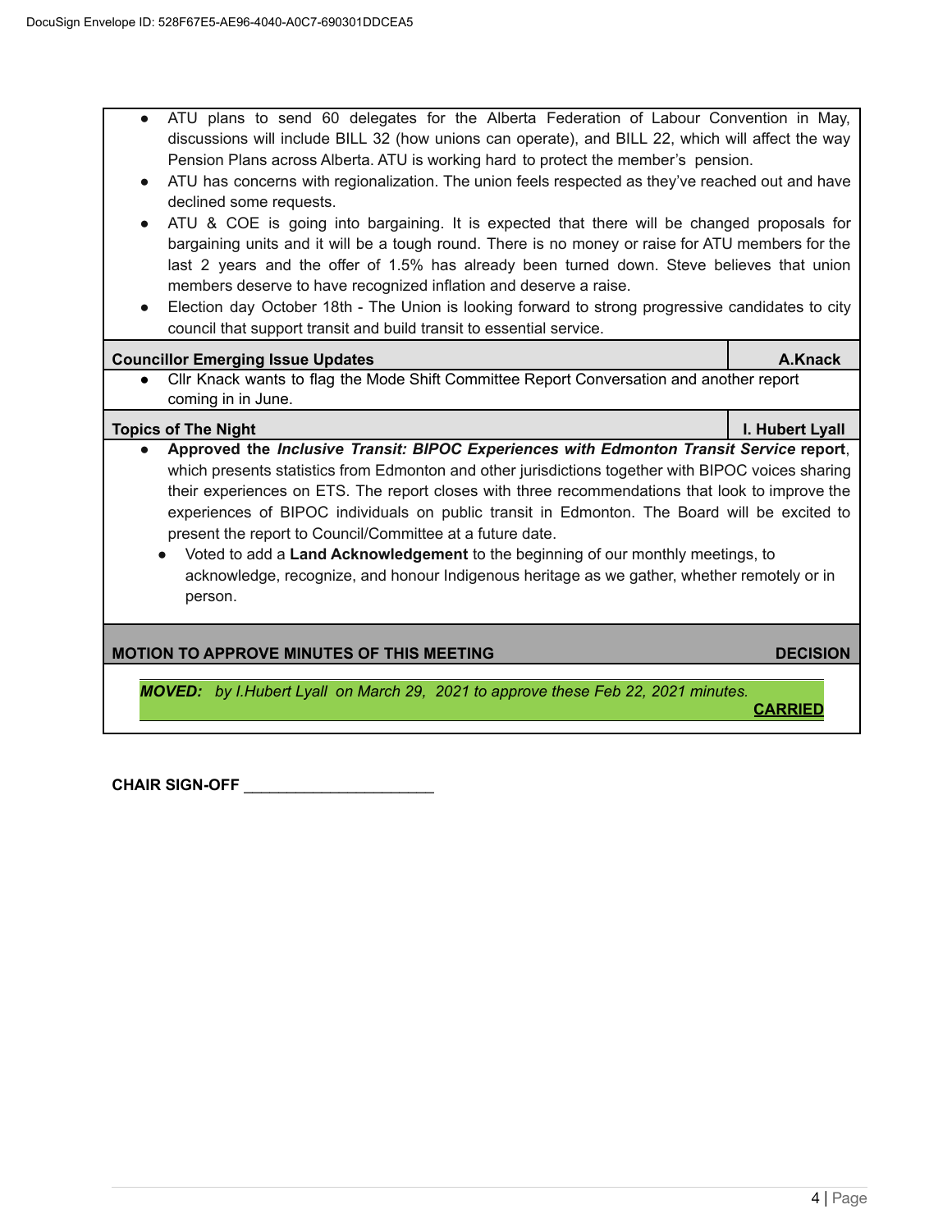- ATU plans to send 60 delegates for the Alberta Federation of Labour Convention in May, discussions will include BILL 32 (how unions can operate), and BILL 22, which will affect the way Pension Plans across Alberta. ATU is working hard to protect the member's pension.
- ATU has concerns with regionalization. The union feels respected as they've reached out and have declined some requests.
- ATU & COE is going into bargaining. It is expected that there will be changed proposals for bargaining units and it will be a tough round. There is no money or raise for ATU members for the last 2 years and the offer of 1.5% has already been turned down. Steve believes that union members deserve to have recognized inflation and deserve a raise.
- Election day October 18th - The Union is looking forward to strong progressive candidates to city council that support transit and build transit to essential service.

| **Councillor Emerging Issue Updates** | **A.Knack** |
|---|---|

- Cllr Knack wants to flag the Mode Shift Committee Report Conversation and another report coming in in June.

| **Topics of The Night** | **I. Hubert Lyall** |
|---|---|

- **Approved the *Inclusive Transit: BIPOC Experiences with Edmonton Transit Service* report**, which presents statistics from Edmonton and other jurisdictions together with BIPOC voices sharing their experiences on ETS. The report closes with three recommendations that look to improve the experiences of BIPOC individuals on public transit in Edmonton. The Board will be excited to present the report to Council/Committee at a future date.
  - Voted to add a **Land Acknowledgement** to the beginning of our monthly meetings, to acknowledge, recognize, and honour Indigenous heritage as we gather, whether remotely or in person.

| **MOTION TO APPROVE MINUTES OF THIS MEETING** | **DECISION** |
|---|---|

***MOVED:*** *by I.Hubert Lyall on March 29, 2021 to approve these Feb 22, 2021 minutes.*

**CARRIED**

**CHAIR SIGN-OFF** ______________________